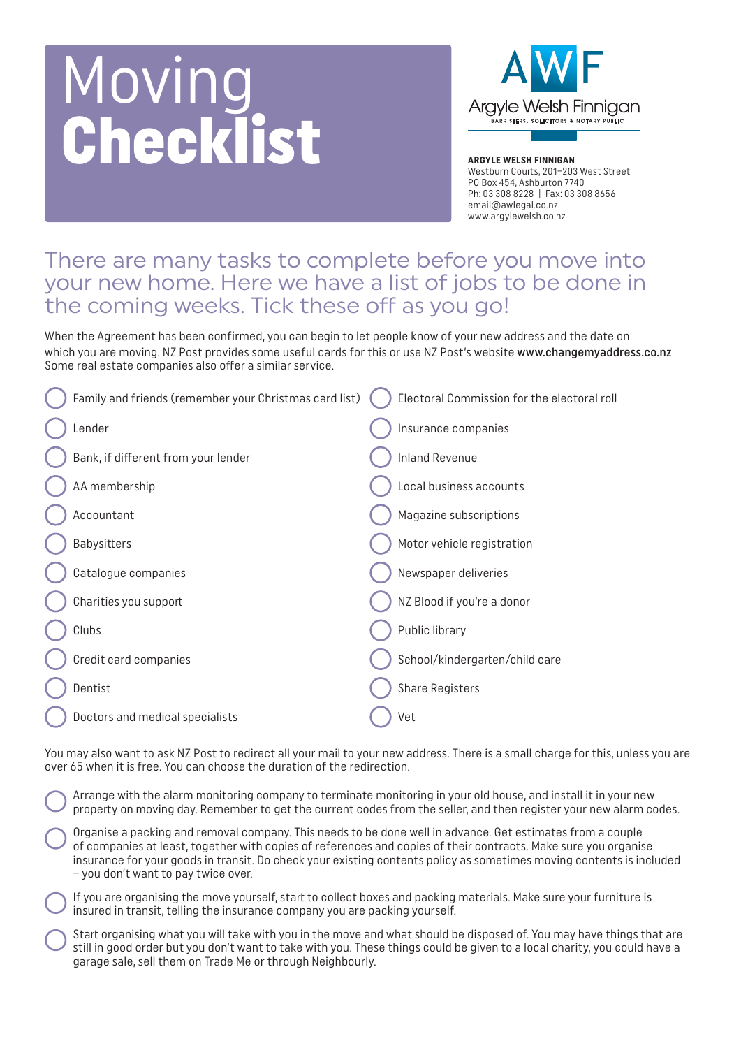# Moving **Checklist**

**ARGYLE WELSH FINNIGAN**
Westburn Courts, 201–203 West Street
PO Box 454, Ashburton 7740
Ph: 03 308 8228 | Fax: 03 308 8656
email@awlegal.co.nz
www.argylewelsh.co.nz

## There are many tasks to complete before you move into your new home. Here we have a list of jobs to be done in the coming weeks. Tick these off as you go!

When the Agreement has been confirmed, you can begin to let people know of your new address and the date on which you are moving. NZ Post provides some useful cards for this or use NZ Post's website **www.changemyaddress.co.nz** Some real estate companies also offer a similar service.

- ◯ Family and friends (remember your Christmas card list)
- ◯ Lender
- ◯ Bank, if different from your lender
- ◯ AA membership
- ◯ Accountant
- ◯ Babysitters
- ◯ Catalogue companies
- ◯ Charities you support
- ◯ Clubs
- ◯ Credit card companies
- ◯ Dentist
- ◯ Doctors and medical specialists
- ◯ Electoral Commission for the electoral roll
- ◯ Insurance companies
- ◯ Inland Revenue
- ◯ Local business accounts
- ◯ Magazine subscriptions
- ◯ Motor vehicle registration
- ◯ Newspaper deliveries
- ◯ NZ Blood if you're a donor
- ◯ Public library
- ◯ School/kindergarten/child care
- ◯ Share Registers
- ◯ Vet

You may also want to ask NZ Post to redirect all your mail to your new address. There is a small charge for this, unless you are over 65 when it is free. You can choose the duration of the redirection.

- ◯ Arrange with the alarm monitoring company to terminate monitoring in your old house, and install it in your new property on moving day. Remember to get the current codes from the seller, and then register your new alarm codes.
- ◯ Organise a packing and removal company. This needs to be done well in advance. Get estimates from a couple of companies at least, together with copies of references and copies of their contracts. Make sure you organise insurance for your goods in transit. Do check your existing contents policy as sometimes moving contents is included – you don't want to pay twice over.
- ◯ If you are organising the move yourself, start to collect boxes and packing materials. Make sure your furniture is insured in transit, telling the insurance company you are packing yourself.
- ◯ Start organising what you will take with you in the move and what should be disposed of. You may have things that are still in good order but you don't want to take with you. These things could be given to a local charity, you could have a garage sale, sell them on Trade Me or through Neighbourly.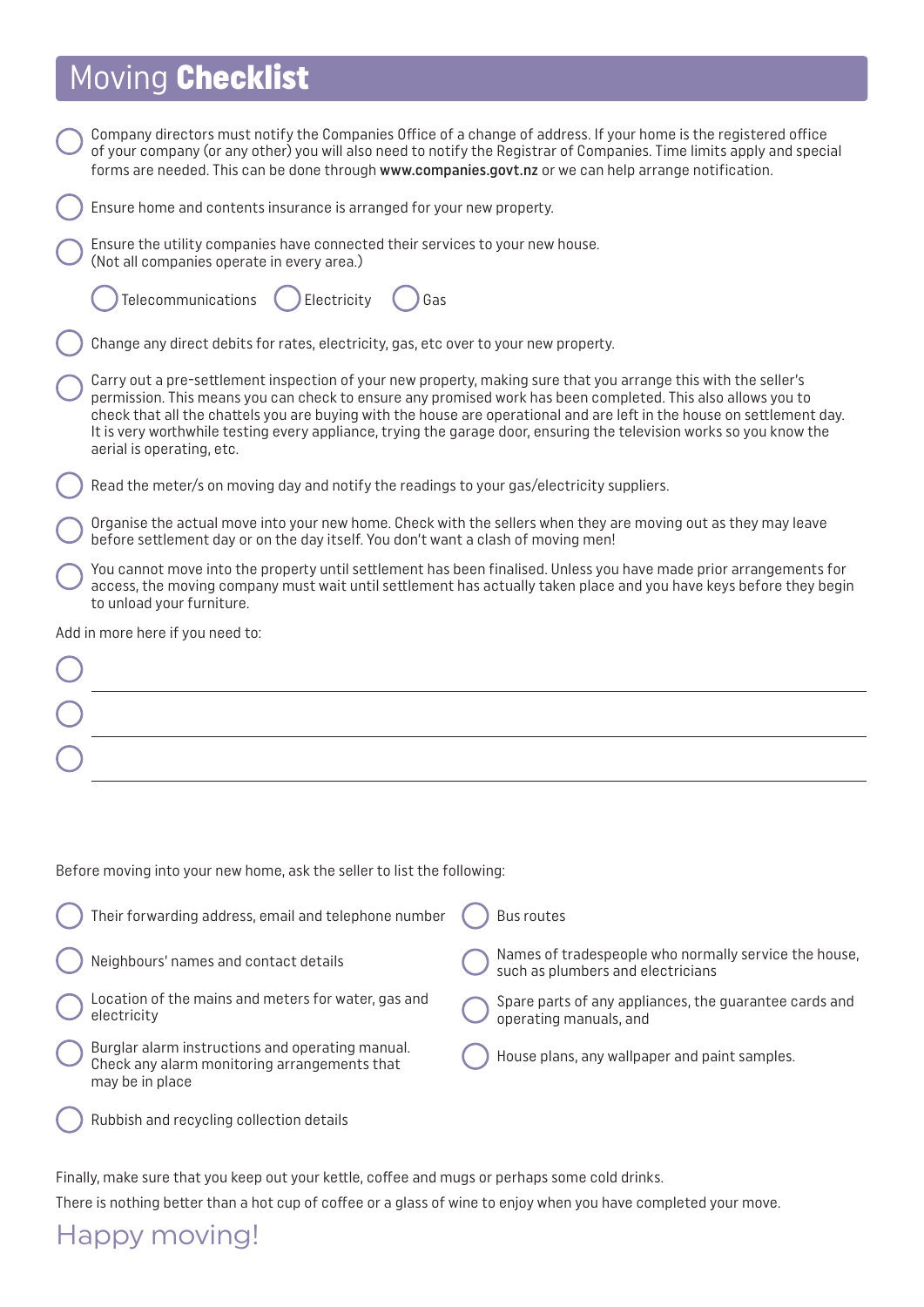# Moving **Checklist**

- [ ] Company directors must notify the Companies Office of a change of address. If your home is the registered office of your company (or any other) you will also need to notify the Registrar of Companies. Time limits apply and special forms are needed. This can be done through **www.companies.govt.nz** or we can help arrange notification.
- [ ] Ensure home and contents insurance is arranged for your new property.
- [ ] Ensure the utility companies have connected their services to your new house. (Not all companies operate in every area.)
  - [ ] Telecommunications
  - [ ] Electricity
  - [ ] Gas
- [ ] Change any direct debits for rates, electricity, gas, etc over to your new property.
- [ ] Carry out a pre-settlement inspection of your new property, making sure that you arrange this with the seller's permission. This means you can check to ensure any promised work has been completed. This also allows you to check that all the chattels you are buying with the house are operational and are left in the house on settlement day. It is very worthwhile testing every appliance, trying the garage door, ensuring the television works so you know the aerial is operating, etc.
- [ ] Read the meter/s on moving day and notify the readings to your gas/electricity suppliers.
- [ ] Organise the actual move into your new home. Check with the sellers when they are moving out as they may leave before settlement day or on the day itself. You don't want a clash of moving men!
- [ ] You cannot move into the property until settlement has been finalised. Unless you have made prior arrangements for access, the moving company must wait until settlement has actually taken place and you have keys before they begin to unload your furniture.

Add in more here if you need to:

- [ ] ______________________________
- [ ] ______________________________
- [ ] ______________________________

Before moving into your new home, ask the seller to list the following:

- [ ] Their forwarding address, email and telephone number
- [ ] Neighbours' names and contact details
- [ ] Location of the mains and meters for water, gas and electricity
- [ ] Burglar alarm instructions and operating manual. Check any alarm monitoring arrangements that may be in place
- [ ] Rubbish and recycling collection details
- [ ] Bus routes
- [ ] Names of tradespeople who normally service the house, such as plumbers and electricians
- [ ] Spare parts of any appliances, the guarantee cards and operating manuals, and
- [ ] House plans, any wallpaper and paint samples.

Finally, make sure that you keep out your kettle, coffee and mugs or perhaps some cold drinks.

There is nothing better than a hot cup of coffee or a glass of wine to enjoy when you have completed your move.

## Happy moving!